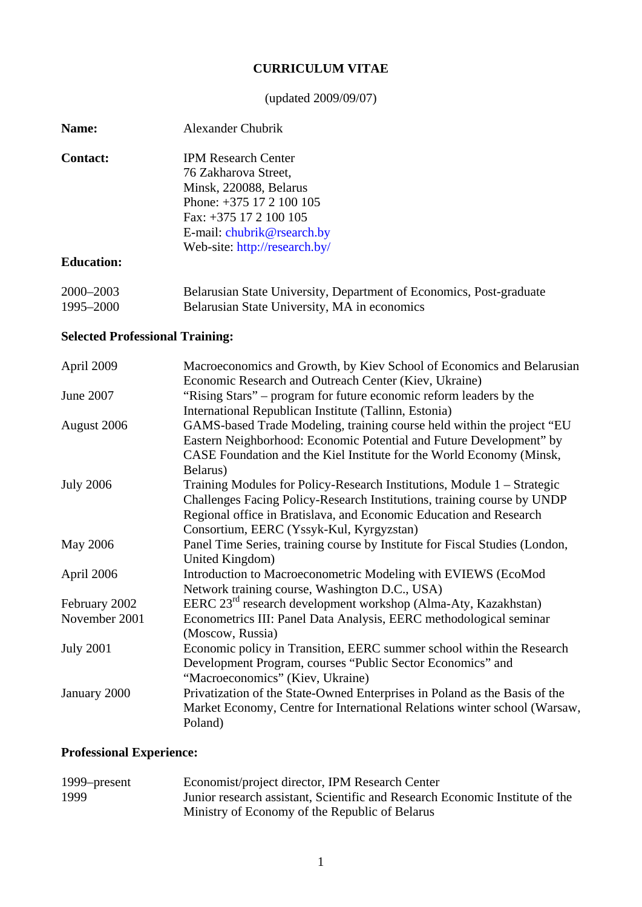# CURRICULUM VITAE

(updated 2009/09/07)

**Name:** Alexander Chubrik

**Contact:** IPM Research Center
76 Zakharova Street,
Minsk, 220088, Belarus
Phone: +375 17 2 100 105
Fax: +375 17 2 100 105
E-mail: chubrik@rsearch.by
Web-site: http://research.by/

**Education:**

| | |
|---|---|
| 2000–2003 | Belarusian State University, Department of Economics, Post-graduate |
| 1995–2000 | Belarusian State University, MA in economics |

**Selected Professional Training:**

| | |
|---|---|
| April 2009 | Macroeconomics and Growth, by Kiev School of Economics and Belarusian Economic Research and Outreach Center (Kiev, Ukraine) |
| June 2007 | "Rising Stars" – program for future economic reform leaders by the International Republican Institute (Tallinn, Estonia) |
| August 2006 | GAMS-based Trade Modeling, training course held within the project "EU Eastern Neighborhood: Economic Potential and Future Development" by CASE Foundation and the Kiel Institute for the World Economy (Minsk, Belarus) |
| July 2006 | Training Modules for Policy-Research Institutions, Module 1 – Strategic Challenges Facing Policy-Research Institutions, training course by UNDP Regional office in Bratislava, and Economic Education and Research Consortium, EERC (Yssyk-Kul, Kyrgyzstan) |
| May 2006 | Panel Time Series, training course by Institute for Fiscal Studies (London, United Kingdom) |
| April 2006 | Introduction to Macroeconometric Modeling with EVIEWS (EcoMod Network training course, Washington D.C., USA) |
| February 2002 | EERC 23rd research development workshop (Alma-Aty, Kazakhstan) |
| November 2001 | Econometrics III: Panel Data Analysis, EERC methodological seminar (Moscow, Russia) |
| July 2001 | Economic policy in Transition, EERC summer school within the Research Development Program, courses "Public Sector Economics" and "Macroeconomics" (Kiev, Ukraine) |
| January 2000 | Privatization of the State-Owned Enterprises in Poland as the Basis of the Market Economy, Centre for International Relations winter school (Warsaw, Poland) |

**Professional Experience:**

| | |
|---|---|
| 1999–present | Economist/project director, IPM Research Center |
| 1999 | Junior research assistant, Scientific and Research Economic Institute of the Ministry of Economy of the Republic of Belarus |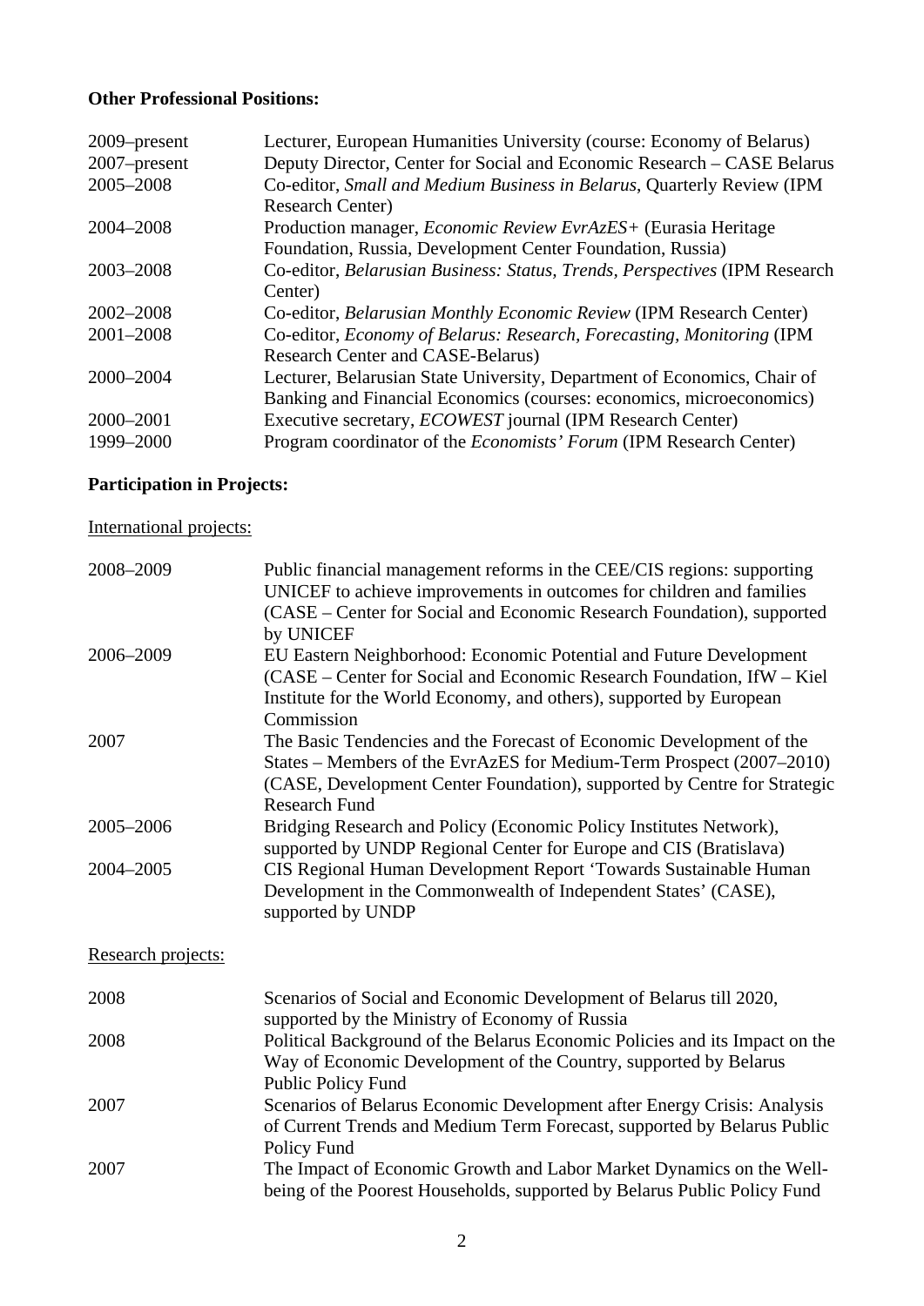**Other Professional Positions:**

| | |
|---|---|
| 2009–present | Lecturer, European Humanities University (course: Economy of Belarus) |
| 2007–present | Deputy Director, Center for Social and Economic Research – CASE Belarus |
| 2005–2008 | Co-editor, *Small and Medium Business in Belarus*, Quarterly Review (IPM Research Center) |
| 2004–2008 | Production manager, *Economic Review EvrAzES+* (Eurasia Heritage Foundation, Russia, Development Center Foundation, Russia) |
| 2003–2008 | Co-editor, *Belarusian Business: Status, Trends, Perspectives* (IPM Research Center) |
| 2002–2008 | Co-editor, *Belarusian Monthly Economic Review* (IPM Research Center) |
| 2001–2008 | Co-editor, *Economy of Belarus: Research, Forecasting, Monitoring* (IPM Research Center and CASE-Belarus) |
| 2000–2004 | Lecturer, Belarusian State University, Department of Economics, Chair of Banking and Financial Economics (courses: economics, microeconomics) |
| 2000–2001 | Executive secretary, *ECOWEST* journal (IPM Research Center) |
| 1999–2000 | Program coordinator of the *Economists' Forum* (IPM Research Center) |

**Participation in Projects:**

International projects:

| | |
|---|---|
| 2008–2009 | Public financial management reforms in the CEE/CIS regions: supporting UNICEF to achieve improvements in outcomes for children and families (CASE – Center for Social and Economic Research Foundation), supported by UNICEF |
| 2006–2009 | EU Eastern Neighborhood: Economic Potential and Future Development (CASE – Center for Social and Economic Research Foundation, IfW – Kiel Institute for the World Economy, and others), supported by European Commission |
| 2007 | The Basic Tendencies and the Forecast of Economic Development of the States – Members of the EvrAzES for Medium-Term Prospect (2007–2010) (CASE, Development Center Foundation), supported by Centre for Strategic Research Fund |
| 2005–2006 | Bridging Research and Policy (Economic Policy Institutes Network), supported by UNDP Regional Center for Europe and CIS (Bratislava) |
| 2004–2005 | CIS Regional Human Development Report 'Towards Sustainable Human Development in the Commonwealth of Independent States' (CASE), supported by UNDP |

Research projects:

| | |
|---|---|
| 2008 | Scenarios of Social and Economic Development of Belarus till 2020, supported by the Ministry of Economy of Russia |
| 2008 | Political Background of the Belarus Economic Policies and its Impact on the Way of Economic Development of the Country, supported by Belarus Public Policy Fund |
| 2007 | Scenarios of Belarus Economic Development after Energy Crisis: Analysis of Current Trends and Medium Term Forecast, supported by Belarus Public Policy Fund |
| 2007 | The Impact of Economic Growth and Labor Market Dynamics on the Well-being of the Poorest Households, supported by Belarus Public Policy Fund |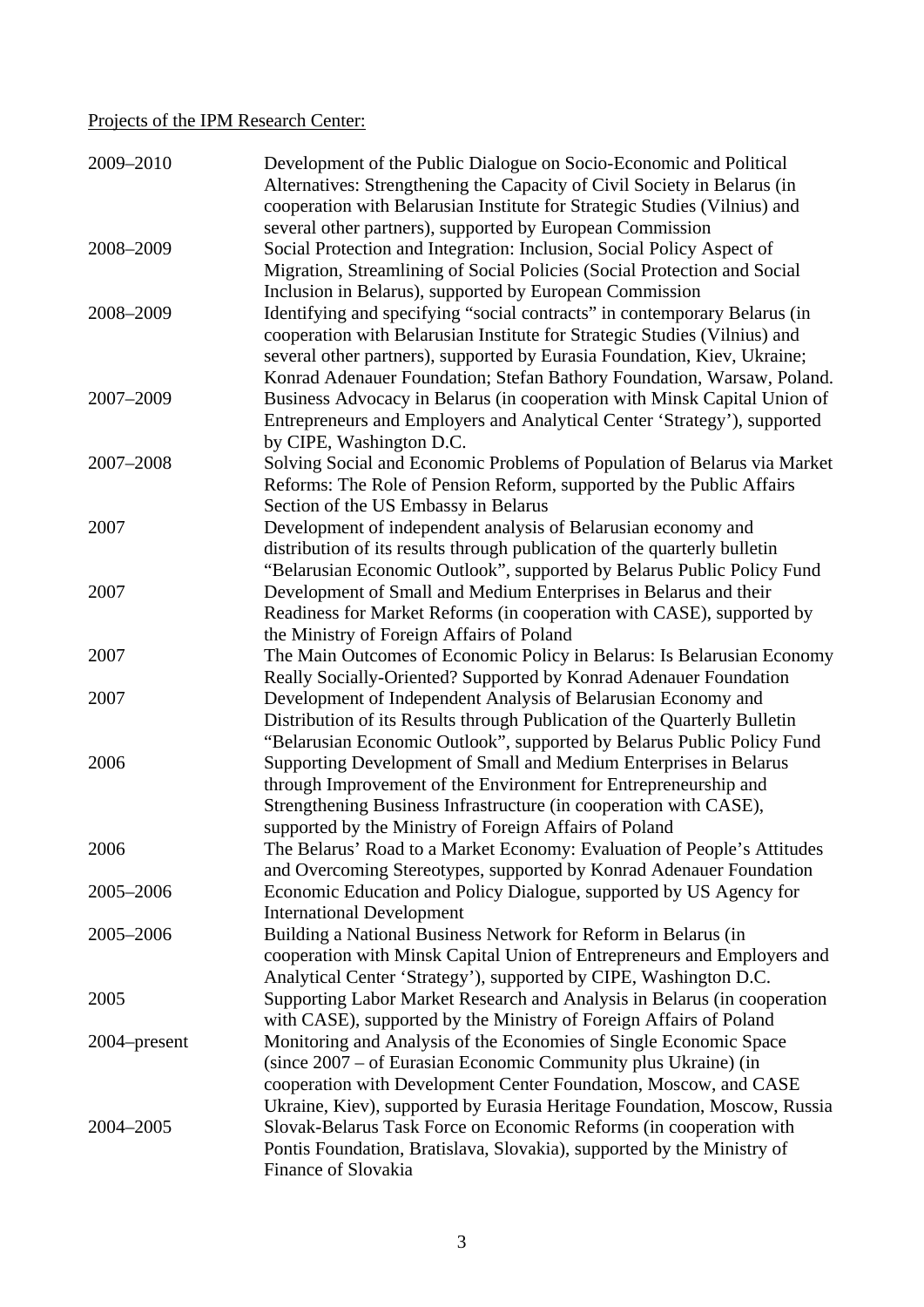Projects of the IPM Research Center:

| | |
|---|---|
| 2009–2010 | Development of the Public Dialogue on Socio-Economic and Political Alternatives: Strengthening the Capacity of Civil Society in Belarus (in cooperation with Belarusian Institute for Strategic Studies (Vilnius) and several other partners), supported by European Commission |
| 2008–2009 | Social Protection and Integration: Inclusion, Social Policy Aspect of Migration, Streamlining of Social Policies (Social Protection and Social Inclusion in Belarus), supported by European Commission |
| 2008–2009 | Identifying and specifying "social contracts" in contemporary Belarus (in cooperation with Belarusian Institute for Strategic Studies (Vilnius) and several other partners), supported by Eurasia Foundation, Kiev, Ukraine; Konrad Adenauer Foundation; Stefan Bathory Foundation, Warsaw, Poland. |
| 2007–2009 | Business Advocacy in Belarus (in cooperation with Minsk Capital Union of Entrepreneurs and Employers and Analytical Center 'Strategy'), supported by CIPE, Washington D.C. |
| 2007–2008 | Solving Social and Economic Problems of Population of Belarus via Market Reforms: The Role of Pension Reform, supported by the Public Affairs Section of the US Embassy in Belarus |
| 2007 | Development of independent analysis of Belarusian economy and distribution of its results through publication of the quarterly bulletin "Belarusian Economic Outlook", supported by Belarus Public Policy Fund |
| 2007 | Development of Small and Medium Enterprises in Belarus and their Readiness for Market Reforms (in cooperation with CASE), supported by the Ministry of Foreign Affairs of Poland |
| 2007 | The Main Outcomes of Economic Policy in Belarus: Is Belarusian Economy Really Socially-Oriented? Supported by Konrad Adenauer Foundation |
| 2007 | Development of Independent Analysis of Belarusian Economy and Distribution of its Results through Publication of the Quarterly Bulletin "Belarusian Economic Outlook", supported by Belarus Public Policy Fund |
| 2006 | Supporting Development of Small and Medium Enterprises in Belarus through Improvement of the Environment for Entrepreneurship and Strengthening Business Infrastructure (in cooperation with CASE), supported by the Ministry of Foreign Affairs of Poland |
| 2006 | The Belarus' Road to a Market Economy: Evaluation of People's Attitudes and Overcoming Stereotypes, supported by Konrad Adenauer Foundation |
| 2005–2006 | Economic Education and Policy Dialogue, supported by US Agency for International Development |
| 2005–2006 | Building a National Business Network for Reform in Belarus (in cooperation with Minsk Capital Union of Entrepreneurs and Employers and Analytical Center 'Strategy'), supported by CIPE, Washington D.C. |
| 2005 | Supporting Labor Market Research and Analysis in Belarus (in cooperation with CASE), supported by the Ministry of Foreign Affairs of Poland |
| 2004–present | Monitoring and Analysis of the Economies of Single Economic Space (since 2007 – of Eurasian Economic Community plus Ukraine) (in cooperation with Development Center Foundation, Moscow, and CASE Ukraine, Kiev), supported by Eurasia Heritage Foundation, Moscow, Russia |
| 2004–2005 | Slovak-Belarus Task Force on Economic Reforms (in cooperation with Pontis Foundation, Bratislava, Slovakia), supported by the Ministry of Finance of Slovakia |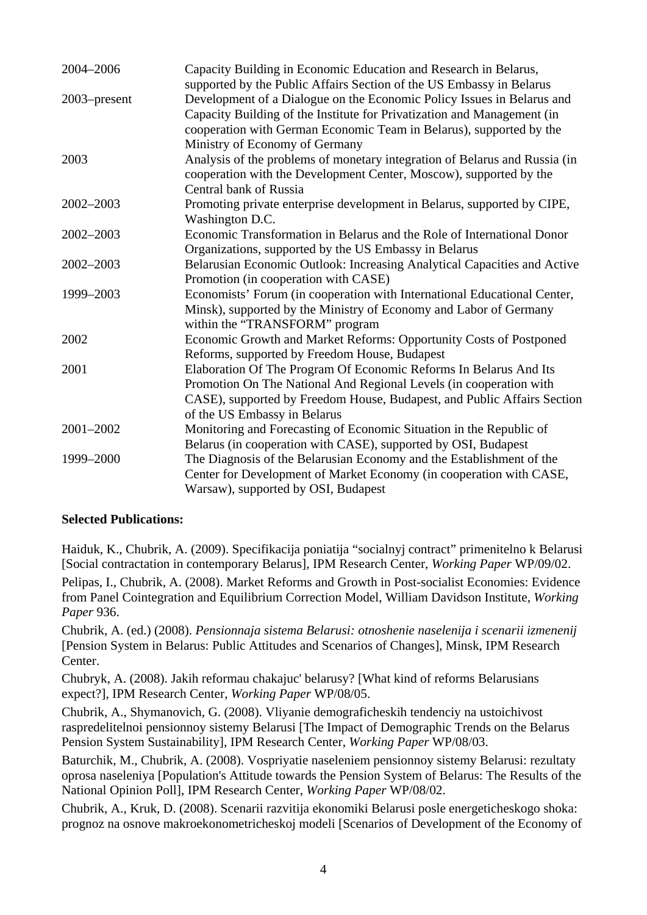| | |
|---|---|
| 2004–2006 | Capacity Building in Economic Education and Research in Belarus, supported by the Public Affairs Section of the US Embassy in Belarus |
| 2003–present | Development of a Dialogue on the Economic Policy Issues in Belarus and Capacity Building of the Institute for Privatization and Management (in cooperation with German Economic Team in Belarus), supported by the Ministry of Economy of Germany |
| 2003 | Analysis of the problems of monetary integration of Belarus and Russia (in cooperation with the Development Center, Moscow), supported by the Central bank of Russia |
| 2002–2003 | Promoting private enterprise development in Belarus, supported by CIPE, Washington D.C. |
| 2002–2003 | Economic Transformation in Belarus and the Role of International Donor Organizations, supported by the US Embassy in Belarus |
| 2002–2003 | Belarusian Economic Outlook: Increasing Analytical Capacities and Active Promotion (in cooperation with CASE) |
| 1999–2003 | Economists' Forum (in cooperation with International Educational Center, Minsk), supported by the Ministry of Economy and Labor of Germany within the "TRANSFORM" program |
| 2002 | Economic Growth and Market Reforms: Opportunity Costs of Postponed Reforms, supported by Freedom House, Budapest |
| 2001 | Elaboration Of The Program Of Economic Reforms In Belarus And Its Promotion On The National And Regional Levels (in cooperation with CASE), supported by Freedom House, Budapest, and Public Affairs Section of the US Embassy in Belarus |
| 2001–2002 | Monitoring and Forecasting of Economic Situation in the Republic of Belarus (in cooperation with CASE), supported by OSI, Budapest |
| 1999–2000 | The Diagnosis of the Belarusian Economy and the Establishment of the Center for Development of Market Economy (in cooperation with CASE, Warsaw), supported by OSI, Budapest |

**Selected Publications:**

Haiduk, K., Chubrik, A. (2009). Specifikacija poniatija "socialnyj contract" primenitelno k Belarusi [Social contractation in contemporary Belarus], IPM Research Center, *Working Paper* WP/09/02.

Pelipas, I., Chubrik, A. (2008). Market Reforms and Growth in Post-socialist Economies: Evidence from Panel Cointegration and Equilibrium Correction Model, William Davidson Institute, *Working Paper* 936.

Chubrik, A. (ed.) (2008). *Pensionnaja sistema Belarusi: otnoshenie naselenija i scenarii izmenenij* [Pension System in Belarus: Public Attitudes and Scenarios of Changes], Minsk, IPM Research Center.

Chubryk, A. (2008). Jakih reformau chakajuc' belarusy? [What kind of reforms Belarusians expect?], IPM Research Center, *Working Paper* WP/08/05.

Chubrik, A., Shymanovich, G. (2008). Vliyanie demograficheskih tendenciy na ustoichivost raspredelitelnoi pensionnoy sistemy Belarusi [The Impact of Demographic Trends on the Belarus Pension System Sustainability], IPM Research Center, *Working Paper* WP/08/03.

Baturchik, M., Chubrik, A. (2008). Vospriyatie naseleniem pensionnoy sistemy Belarusi: rezultaty oprosa naseleniya [Population's Attitude towards the Pension System of Belarus: The Results of the National Opinion Poll], IPM Research Center, *Working Paper* WP/08/02.

Chubrik, A., Kruk, D. (2008). Scenarii razvitija ekonomiki Belarusi posle energeticheskogo shoka: prognoz na osnove makroekonometricheskoj modeli [Scenarios of Development of the Economy of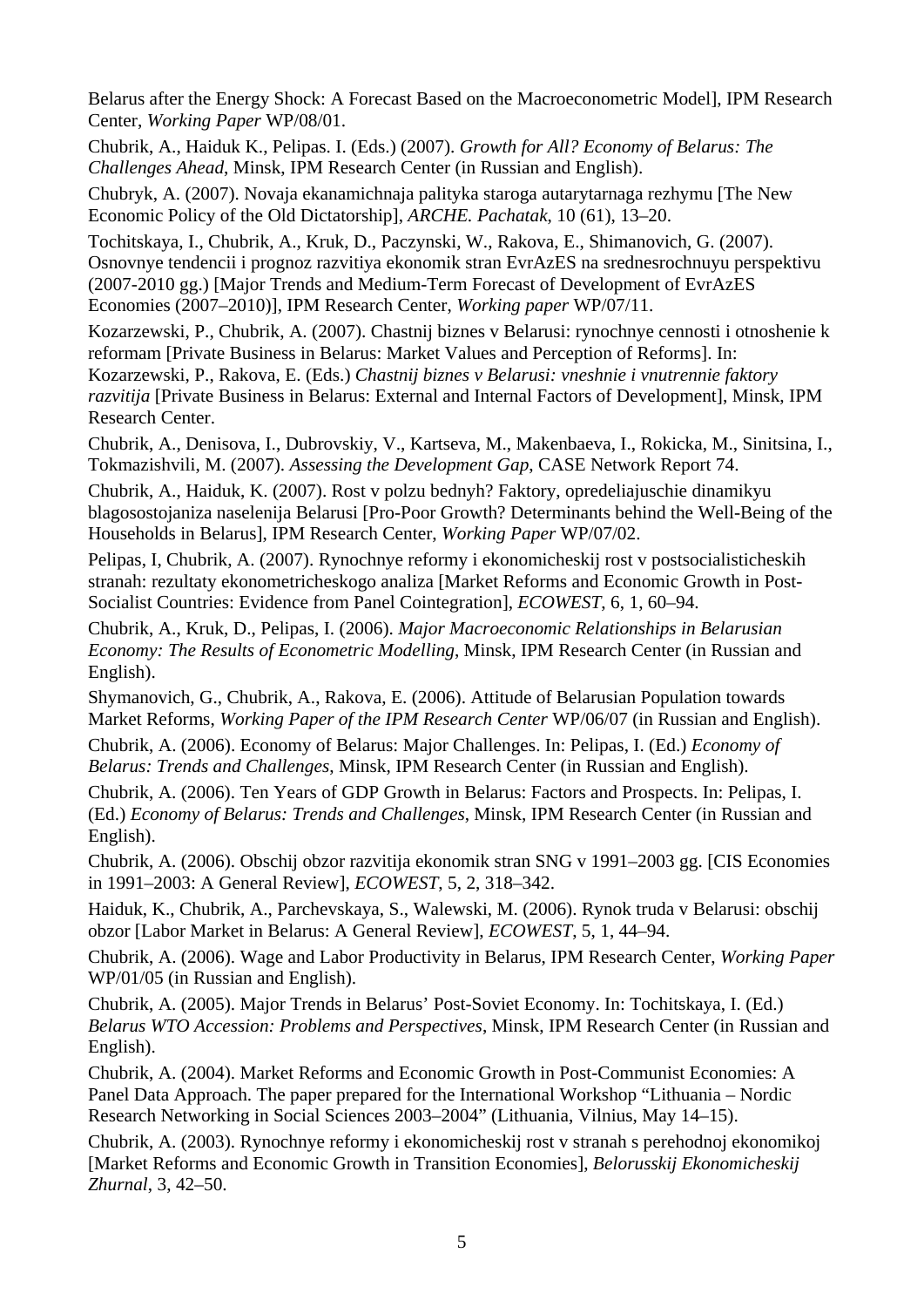Belarus after the Energy Shock: A Forecast Based on the Macroeconometric Model], IPM Research Center, *Working Paper* WP/08/01.

Chubrik, A., Haiduk K., Pelipas. I. (Eds.) (2007). *Growth for All? Economy of Belarus: The Challenges Ahead*, Minsk, IPM Research Center (in Russian and English).

Chubryk, A. (2007). Novaja ekanamichnaja palityka staroga autarytarnaga rezhymu [The New Economic Policy of the Old Dictatorship], *ARCHE. Pachatak*, 10 (61), 13–20.

Tochitskaya, I., Chubrik, A., Kruk, D., Paczynski, W., Rakova, E., Shimanovich, G. (2007). Osnovnye tendencii i prognoz razvitiya ekonomik stran EvrAzES na srednesrochnuyu perspektivu (2007-2010 gg.) [Major Trends and Medium-Term Forecast of Development of EvrAzES Economies (2007–2010)], IPM Research Center, *Working paper* WP/07/11.

Kozarzewski, P., Chubrik, A. (2007). Chastnij biznes v Belarusi: rynochnye cennosti i otnoshenie k reformam [Private Business in Belarus: Market Values and Perception of Reforms]. In: Kozarzewski, P., Rakova, E. (Eds.) *Chastnij biznes v Belarusi: vneshnie i vnutrennie faktory razvitija* [Private Business in Belarus: External and Internal Factors of Development], Minsk, IPM Research Center.

Chubrik, A., Denisova, I., Dubrovskiy, V., Kartseva, M., Makenbaeva, I., Rokicka, M., Sinitsina, I., Tokmazishvili, M. (2007). *Assessing the Development Gap*, CASE Network Report 74.

Chubrik, A., Haiduk, K. (2007). Rost v polzu bednyh? Faktory, opredeliajuschie dinamikyu blagosostojaniza naselenija Belarusi [Pro-Poor Growth? Determinants behind the Well-Being of the Households in Belarus], IPM Research Center, *Working Paper* WP/07/02.

Pelipas, I, Chubrik, A. (2007). Rynochnye reformy i ekonomicheskij rost v postsocialisticheskih stranah: rezultaty ekonometricheskogo analiza [Market Reforms and Economic Growth in Post-Socialist Countries: Evidence from Panel Cointegration], *ECOWEST*, 6, 1, 60–94.

Chubrik, A., Kruk, D., Pelipas, I. (2006). *Major Macroeconomic Relationships in Belarusian Economy: The Results of Econometric Modelling*, Minsk, IPM Research Center (in Russian and English).

Shymanovich, G., Chubrik, A., Rakova, E. (2006). Attitude of Belarusian Population towards Market Reforms, *Working Paper of the IPM Research Center* WP/06/07 (in Russian and English).

Chubrik, A. (2006). Economy of Belarus: Major Challenges. In: Pelipas, I. (Ed.) *Economy of Belarus: Trends and Challenges*, Minsk, IPM Research Center (in Russian and English).

Chubrik, A. (2006). Ten Years of GDP Growth in Belarus: Factors and Prospects. In: Pelipas, I. (Ed.) *Economy of Belarus: Trends and Challenges*, Minsk, IPM Research Center (in Russian and English).

Chubrik, A. (2006). Obschij obzor razvitija ekonomik stran SNG v 1991–2003 gg. [CIS Economies in 1991–2003: A General Review], *ECOWEST*, 5, 2, 318–342.

Haiduk, K., Chubrik, A., Parchevskaya, S., Walewski, M. (2006). Rynok truda v Belarusi: obschij obzor [Labor Market in Belarus: A General Review], *ECOWEST*, 5, 1, 44–94.

Chubrik, A. (2006). Wage and Labor Productivity in Belarus, IPM Research Center, *Working Paper* WP/01/05 (in Russian and English).

Chubrik, A. (2005). Major Trends in Belarus' Post-Soviet Economy. In: Tochitskaya, I. (Ed.) *Belarus WTO Accession: Problems and Perspectives*, Minsk, IPM Research Center (in Russian and English).

Chubrik, A. (2004). Market Reforms and Economic Growth in Post-Communist Economies: A Panel Data Approach. The paper prepared for the International Workshop "Lithuania – Nordic Research Networking in Social Sciences 2003–2004" (Lithuania, Vilnius, May 14–15).

Chubrik, A. (2003). Rynochnye reformy i ekonomicheskij rost v stranah s perehodnoj ekonomikoj [Market Reforms and Economic Growth in Transition Economies], *Belorusskij Ekonomicheskij Zhurnal*, 3, 42–50.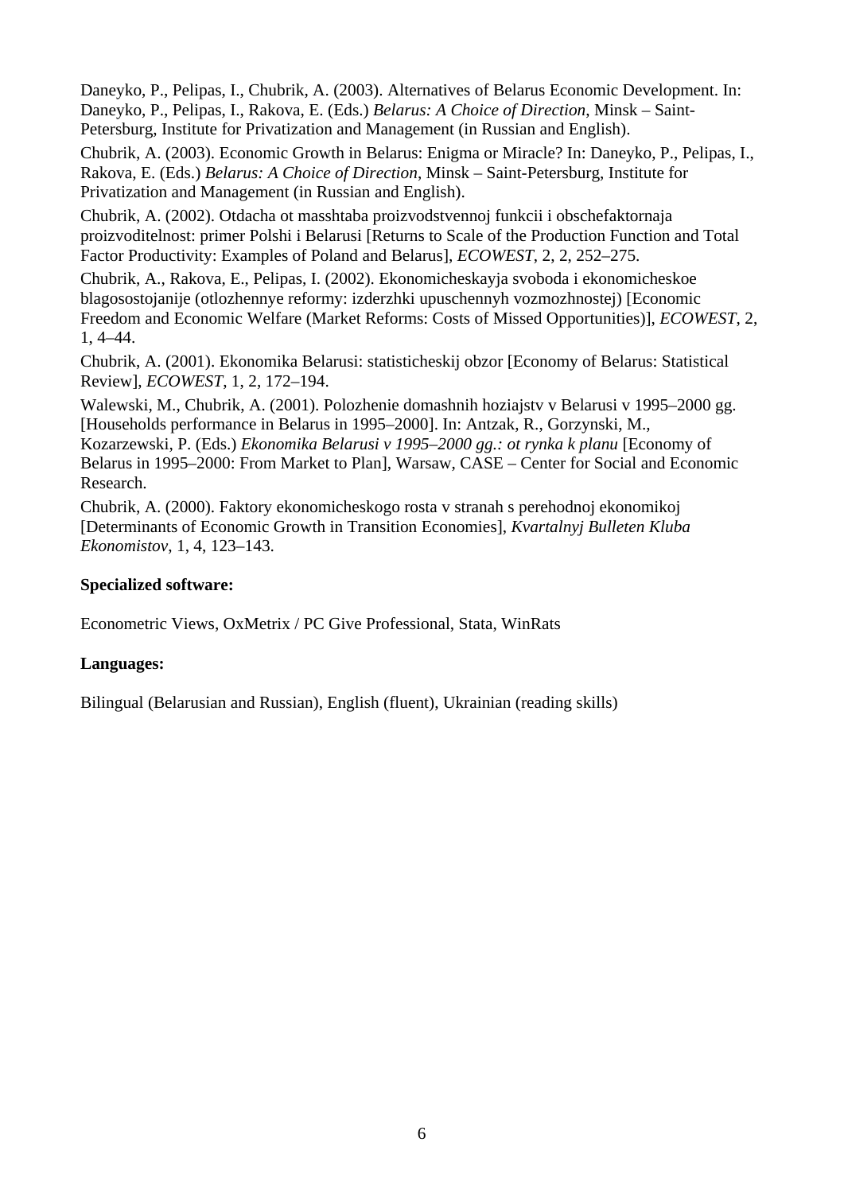Daneyko, P., Pelipas, I., Chubrik, A. (2003). Alternatives of Belarus Economic Development. In: Daneyko, P., Pelipas, I., Rakova, E. (Eds.) *Belarus: A Choice of Direction*, Minsk – Saint-Petersburg, Institute for Privatization and Management (in Russian and English).

Chubrik, A. (2003). Economic Growth in Belarus: Enigma or Miracle? In: Daneyko, P., Pelipas, I., Rakova, E. (Eds.) *Belarus: A Choice of Direction*, Minsk – Saint-Petersburg, Institute for Privatization and Management (in Russian and English).

Chubrik, A. (2002). Otdacha ot masshtaba proizvodstvennoj funkcii i obschefaktornaja proizvoditelnost: primer Polshi i Belarusi [Returns to Scale of the Production Function and Total Factor Productivity: Examples of Poland and Belarus], *ECOWEST*, 2, 2, 252–275.

Chubrik, A., Rakova, E., Pelipas, I. (2002). Ekonomicheskayja svoboda i ekonomicheskoe blagosostojanije (otlozhennye reformy: izderzhki upuschennyh vozmozhnostej) [Economic Freedom and Economic Welfare (Market Reforms: Costs of Missed Opportunities)], *ECOWEST*, 2, 1, 4–44.

Chubrik, A. (2001). Ekonomika Belarusi: statisticheskij obzor [Economy of Belarus: Statistical Review], *ECOWEST*, 1, 2, 172–194.

Walewski, M., Chubrik, A. (2001). Polozhenie domashnih hoziajstv v Belarusi v 1995–2000 gg. [Households performance in Belarus in 1995–2000]. In: Antzak, R., Gorzynski, M., Kozarzewski, P. (Eds.) *Ekonomika Belarusi v 1995–2000 gg.: ot rynka k planu* [Economy of Belarus in 1995–2000: From Market to Plan], Warsaw, CASE – Center for Social and Economic Research.

Chubrik, A. (2000). Faktory ekonomicheskogo rosta v stranah s perehodnoj ekonomikoj [Determinants of Economic Growth in Transition Economies], *Kvartalnyj Bulleten Kluba Ekonomistov*, 1, 4, 123–143.

**Specialized software:**

Econometric Views, OxMetrix / PC Give Professional, Stata, WinRats

**Languages:**

Bilingual (Belarusian and Russian), English (fluent), Ukrainian (reading skills)